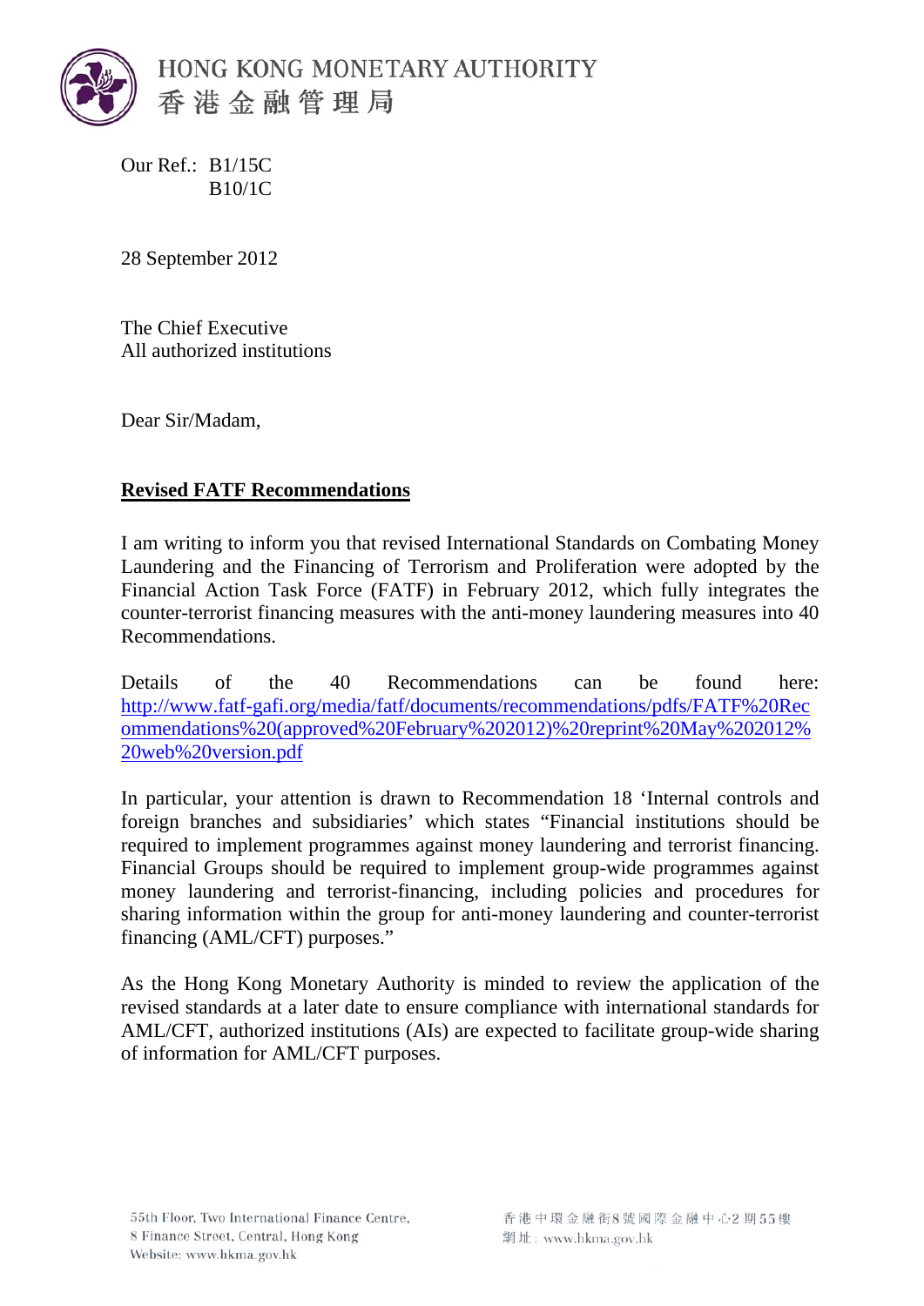HONG KONG MONETARY AUTHORITY
香港金融管理局

Our Ref.: B1/15C
B10/1C

28 September 2012

The Chief Executive
All authorized institutions

Dear Sir/Madam,

**Revised FATF Recommendations**

I am writing to inform you that revised International Standards on Combating Money Laundering and the Financing of Terrorism and Proliferation were adopted by the Financial Action Task Force (FATF) in February 2012, which fully integrates the counter-terrorist financing measures with the anti-money laundering measures into 40 Recommendations.

Details of the 40 Recommendations can be found here: [http://www.fatf-gafi.org/media/fatf/documents/recommendations/pdfs/FATF%20Recommendations%20(approved%20February%202012)%20reprint%20May%202012%20web%20version.pdf](http://www.fatf-gafi.org/media/fatf/documents/recommendations/pdfs/FATF%20Recommendations%20(approved%20February%202012)%20reprint%20May%202012%20web%20version.pdf)

In particular, your attention is drawn to Recommendation 18 'Internal controls and foreign branches and subsidiaries' which states "Financial institutions should be required to implement programmes against money laundering and terrorist financing. Financial Groups should be required to implement group-wide programmes against money laundering and terrorist-financing, including policies and procedures for sharing information within the group for anti-money laundering and counter-terrorist financing (AML/CFT) purposes."

As the Hong Kong Monetary Authority is minded to review the application of the revised standards at a later date to ensure compliance with international standards for AML/CFT, authorized institutions (AIs) are expected to facilitate group-wide sharing of information for AML/CFT purposes.

55th Floor, Two International Finance Centre,
8 Finance Street, Central, Hong Kong
Website: www.hkma.gov.hk

香港中環金融街8號國際金融中心2期55樓
網址：www.hkma.gov.hk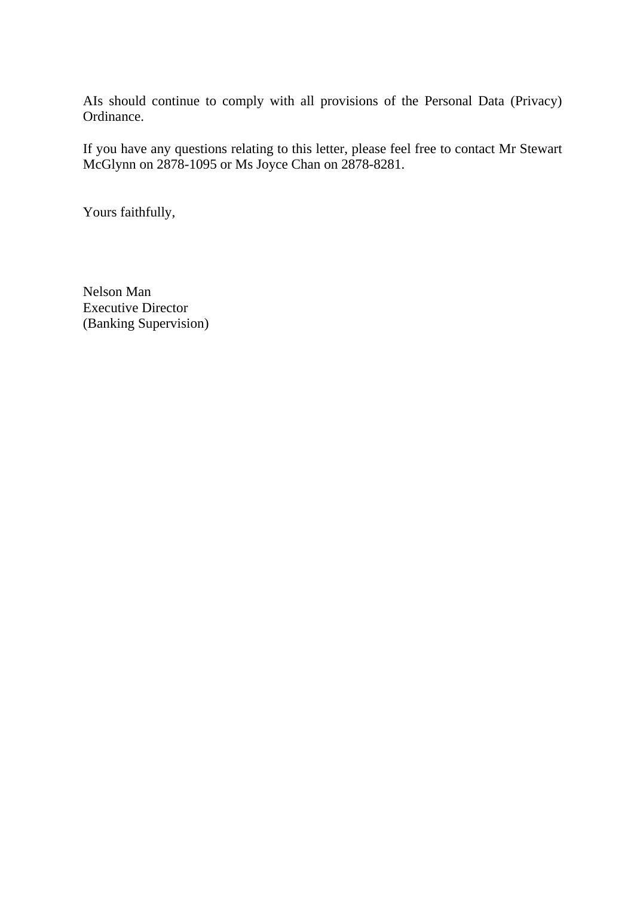AIs should continue to comply with all provisions of the Personal Data (Privacy) Ordinance.

If you have any questions relating to this letter, please feel free to contact Mr Stewart McGlynn on 2878-1095 or Ms Joyce Chan on 2878-8281.

Yours faithfully,

Nelson Man  
Executive Director  
(Banking Supervision)